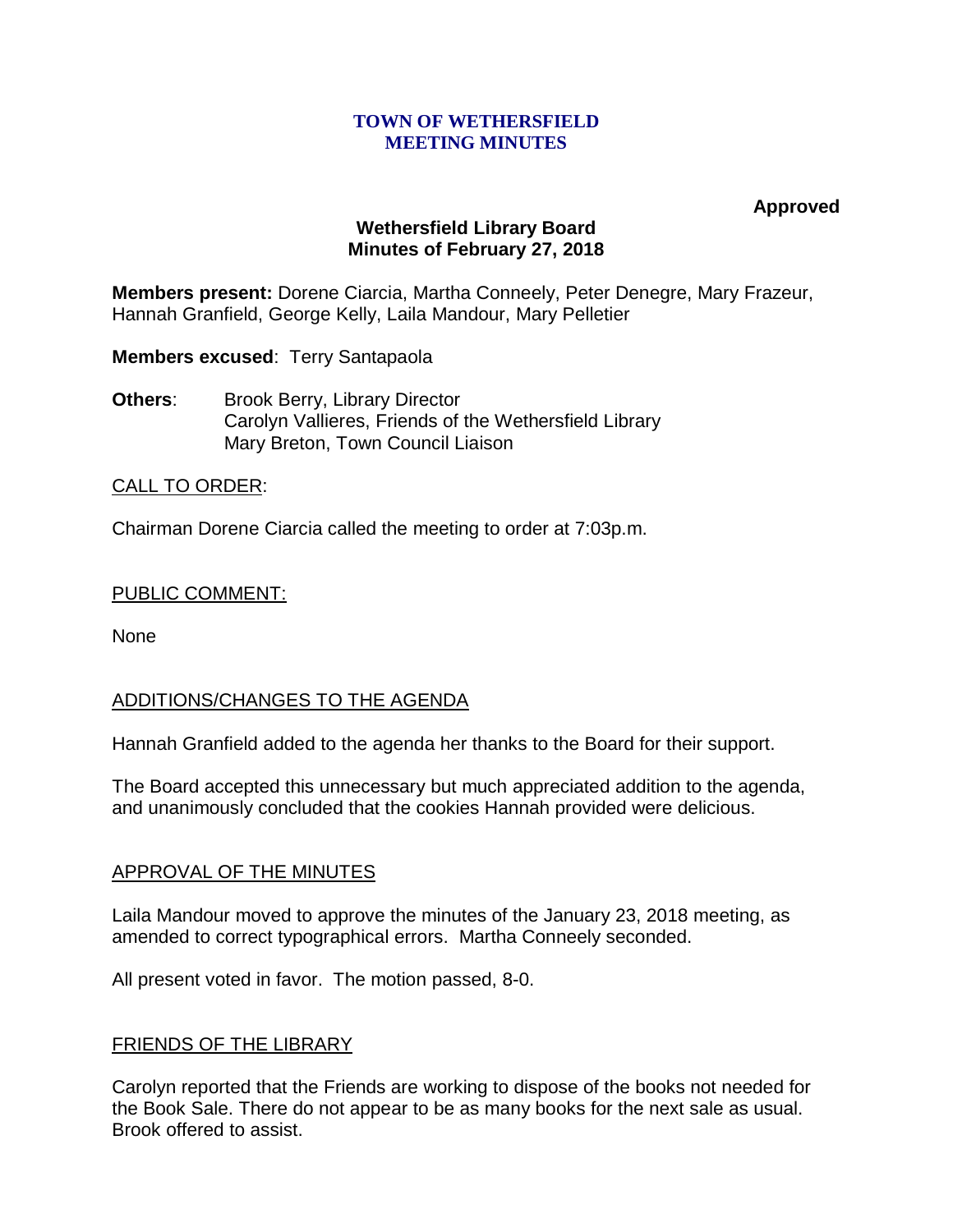**TOWN OF WETHERSFIELD**
**MEETING MINUTES**

**Approved**

## Wethersfield Library Board
## Minutes of February 27, 2018

**Members present:** Dorene Ciarcia, Martha Conneely, Peter Denegre, Mary Frazeur, Hannah Granfield, George Kelly, Laila Mandour, Mary Pelletier

**Members excused**: Terry Santapaola

**Others**: Brook Berry, Library Director
Carolyn Vallieres, Friends of the Wethersfield Library
Mary Breton, Town Council Liaison

CALL TO ORDER:

Chairman Dorene Ciarcia called the meeting to order at 7:03p.m.

PUBLIC COMMENT:

None

ADDITIONS/CHANGES TO THE AGENDA

Hannah Granfield added to the agenda her thanks to the Board for their support.

The Board accepted this unnecessary but much appreciated addition to the agenda, and unanimously concluded that the cookies Hannah provided were delicious.

APPROVAL OF THE MINUTES

Laila Mandour moved to approve the minutes of the January 23, 2018 meeting, as amended to correct typographical errors. Martha Conneely seconded.

All present voted in favor. The motion passed, 8-0.

FRIENDS OF THE LIBRARY

Carolyn reported that the Friends are working to dispose of the books not needed for the Book Sale. There do not appear to be as many books for the next sale as usual. Brook offered to assist.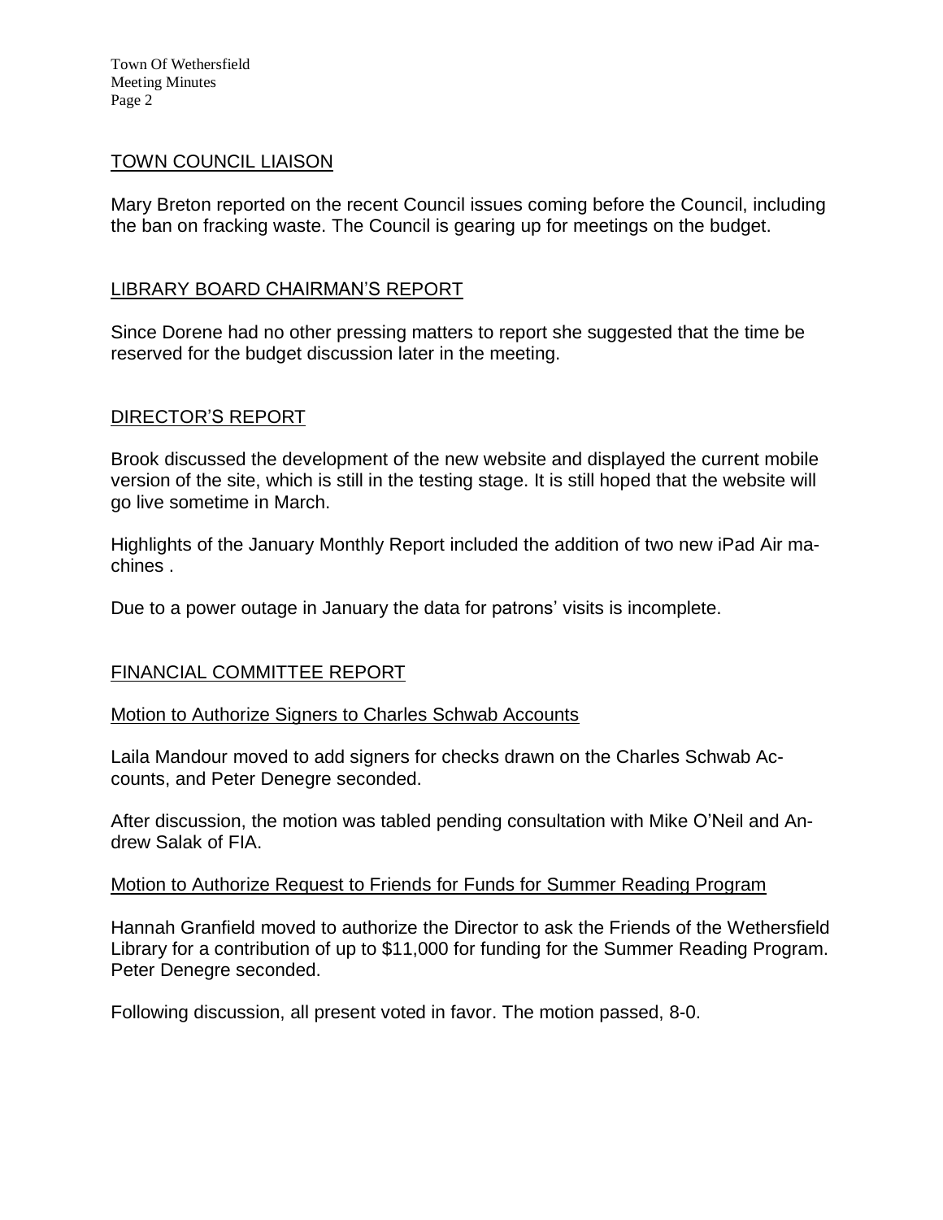## TOWN COUNCIL LIAISON

Mary Breton reported on the recent Council issues coming before the Council, including the ban on fracking waste. The Council is gearing up for meetings on the budget.

## LIBRARY BOARD CHAIRMAN'S REPORT

Since Dorene had no other pressing matters to report she suggested that the time be reserved for the budget discussion later in the meeting.

## DIRECTOR'S REPORT

Brook discussed the development of the new website and displayed the current mobile version of the site, which is still in the testing stage. It is still hoped that the website will go live sometime in March.

Highlights of the January Monthly Report included the addition of two new iPad Air machines .

Due to a power outage in January the data for patrons' visits is incomplete.

## FINANCIAL COMMITTEE REPORT

### Motion to Authorize Signers to Charles Schwab Accounts

Laila Mandour moved to add signers for checks drawn on the Charles Schwab Accounts, and Peter Denegre seconded.

After discussion, the motion was tabled pending consultation with Mike O'Neil and Andrew Salak of FIA.

### Motion to Authorize Request to Friends for Funds for Summer Reading Program

Hannah Granfield moved to authorize the Director to ask the Friends of the Wethersfield Library for a contribution of up to $11,000 for funding for the Summer Reading Program. Peter Denegre seconded.

Following discussion, all present voted in favor. The motion passed, 8-0.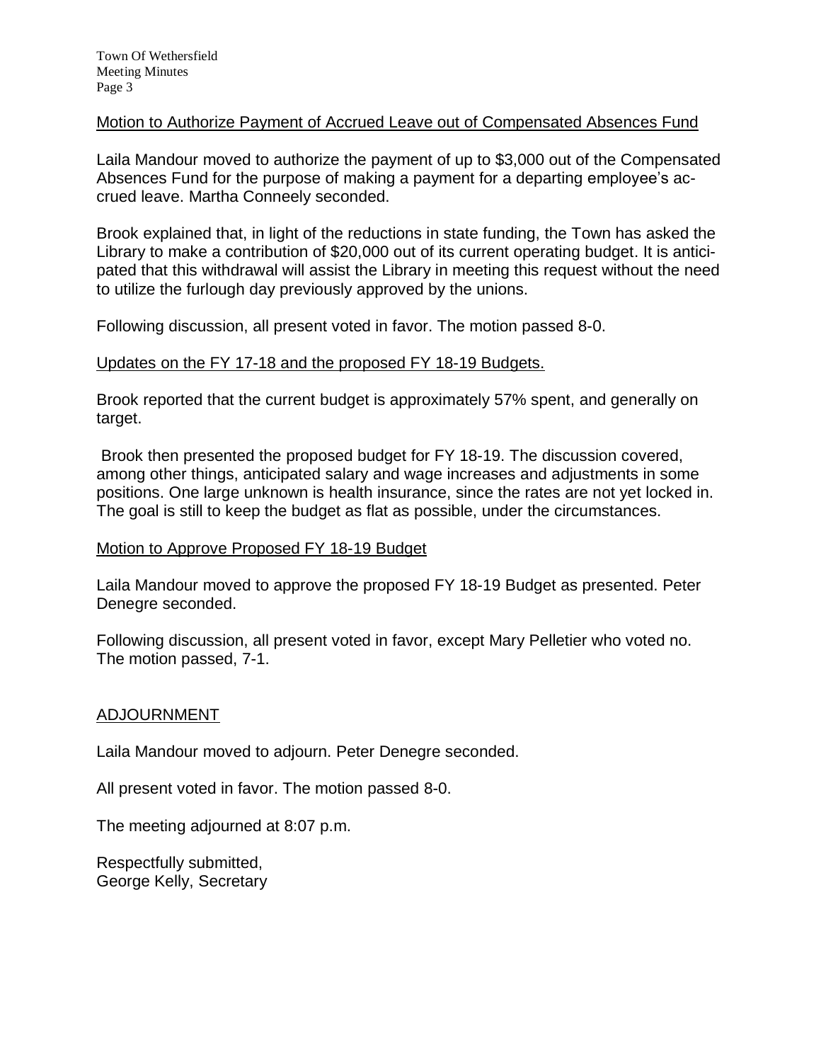Motion to Authorize Payment of Accrued Leave out of Compensated Absences Fund

Laila Mandour moved to authorize the payment of up to $3,000 out of the Compensated Absences Fund for the purpose of making a payment for a departing employee's accrued leave. Martha Conneely seconded.

Brook explained that, in light of the reductions in state funding, the Town has asked the Library to make a contribution of $20,000 out of its current operating budget. It is anticipated that this withdrawal will assist the Library in meeting this request without the need to utilize the furlough day previously approved by the unions.

Following discussion, all present voted in favor. The motion passed 8-0.

Updates on the FY 17-18 and the proposed FY 18-19 Budgets.

Brook reported that the current budget is approximately 57% spent, and generally on target.

Brook then presented the proposed budget for FY 18-19. The discussion covered, among other things, anticipated salary and wage increases and adjustments in some positions. One large unknown is health insurance, since the rates are not yet locked in. The goal is still to keep the budget as flat as possible, under the circumstances.

Motion to Approve Proposed FY 18-19 Budget

Laila Mandour moved to approve the proposed FY 18-19 Budget as presented. Peter Denegre seconded.

Following discussion, all present voted in favor, except Mary Pelletier who voted no. The motion passed, 7-1.

ADJOURNMENT

Laila Mandour moved to adjourn. Peter Denegre seconded.

All present voted in favor. The motion passed 8-0.

The meeting adjourned at 8:07 p.m.

Respectfully submitted,
George Kelly, Secretary